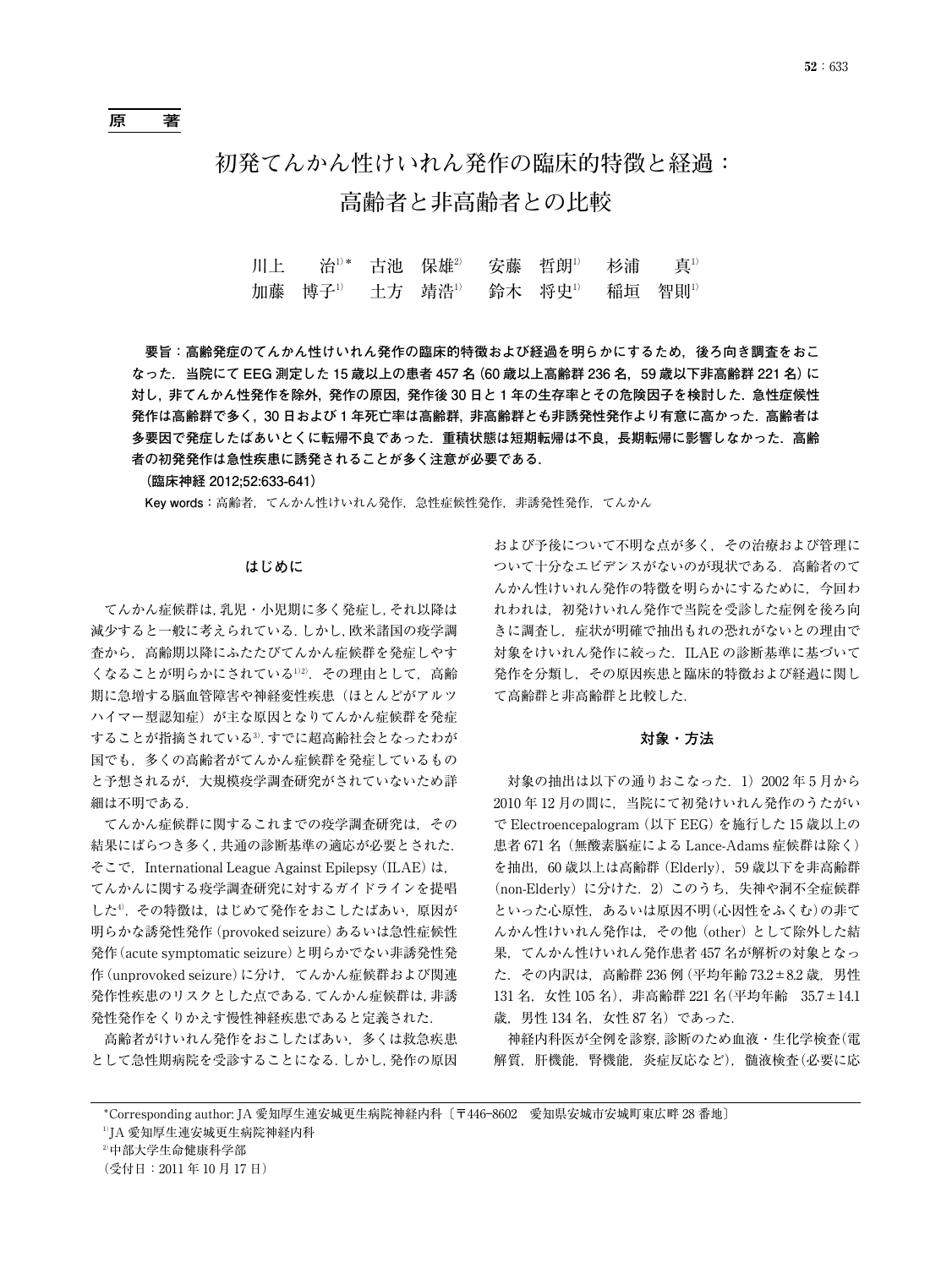原　著

# 初発てんかん性けいれん発作の臨床的特徴と経過：高齢者と非高齢者との比較

川上　治[1)*]　古池　保雄[2)]　安藤　哲朗[1)]　杉浦　真[1)]
加藤　博子[1)]　土方　靖浩[1)]　鈴木　将史[1)]　稲垣　智則[1)]

**要旨：高齢発症のてんかん性けいれん発作の臨床的特徴および経過を明らかにするため，後ろ向き調査をおこなった．当院にて EEG 測定した 15 歳以上の患者 457 名（60 歳以上高齢群 236 名，59 歳以下非高齢群 221 名）に対し，非てんかん性発作を除外，発作の原因，発作後 30 日と 1 年の生存率とその危険因子を検討した．急性症候性発作は高齢群で多く，30 日および 1 年死亡率は高齢群，非高齢群とも非誘発性発作より有意に高かった．高齢者は多要因で発症したばあいとくに転帰不良であった．重積状態は短期転帰は不良，長期転帰に影響しなかった．高齢者の初発発作は急性疾患に誘発されることが多く注意が必要である．**

**（臨床神経 2012;52:633-641）**

**Key words：**高齢者，てんかん性けいれん発作，急性症候性発作，非誘発性発作，てんかん

## はじめに

てんかん症候群は，乳児・小児期に多く発症し，それ以降は減少すると一般に考えられている．しかし，欧米諸国の疫学調査から，高齢期以降にふたたびてんかん症候群を発症しやすくなることが明らかにされている[1)2)]．その理由として，高齢期に急増する脳血管障害や神経変性疾患（ほとんどがアルツハイマー型認知症）が主な原因となりてんかん症候群を発症することが指摘されている[3)]．すでに超高齢社会となったわが国でも，多くの高齢者がてんかん症候群を発症しているものと予想されるが，大規模疫学調査研究がされていないため詳細は不明である．

てんかん症候群に関するこれまでの疫学調査研究は，その結果にばらつき多く，共通の診断基準の適応が必要とされた．そこで，International League Against Epilepsy（ILAE）は，てんかんに関する疫学調査研究に対するガイドラインを提唱した[4)]．その特徴は，はじめて発作をおこしたばあい，原因が明らかな誘発性発作（provoked seizure）あるいは急性症候性発作（acute symptomatic seizure）と明らかでない非誘発性発作（unprovoked seizure）に分け，てんかん症候群および関連発作性疾患のリスクとした点である．てんかん症候群は，非誘発性発作をくりかえす慢性神経疾患であると定義された．

高齢者がけいれん発作をおこしたばあい，多くは救急疾患として急性期病院を受診することになる．しかし，発作の原因および予後について不明な点が多く，その治療および管理について十分なエビデンスがないのが現状である．高齢者のてんかん性けいれん発作の特徴を明らかにするために，今回われわれは，初発けいれん発作で当院を受診した症例を後ろ向きに調査し，症状が明確で抽出もれの恐れがないとの理由で対象をけいれん発作に絞った．ILAE の診断基準に基づいて発作を分類し，その原因疾患と臨床的特徴および経過に関して高齢群と非高齢群と比較した．

## 対象・方法

対象の抽出は以下の通りおこなった．1）2002 年 5 月から 2010 年 12 月の間に，当院にて初発けいれん発作のうたがいで Electroencepalogram（以下 EEG）を施行した 15 歳以上の患者 671 名（無酸素脳症による Lance-Adams 症候群は除く）を抽出，60 歳以上は高齢群（Elderly），59 歳以下を非高齢群（non-Elderly）に分けた．2）このうち，失神や洞不全症候群といった心原性，あるいは原因不明（心因性をふくむ）の非てんかん性けいれん発作は，その他（other）として除外した結果，てんかん性けいれん発作患者 457 名が解析の対象となった．その内訳は，高齢群 236 例（平均年齢 73.2 ± 8.2 歳，男性 131 名，女性 105 名），非高齢群 221 名（平均年齢　35.7 ± 14.1 歳，男性 134 名，女性 87 名）であった．

神経内科医が全例を診察，診断のため血液・生化学検査（電解質，肝機能，腎機能，炎症反応など），髄液検査（必要に応

---

*Corresponding author: JA 愛知厚生連安城更生病院神経内科〔〒446-8602　愛知県安城市安城町東広畔 28 番地〕
[1)]JA 愛知厚生連安城更生病院神経内科
[2)]中部大学生命健康科学部
（受付日：2011 年 10 月 17 日）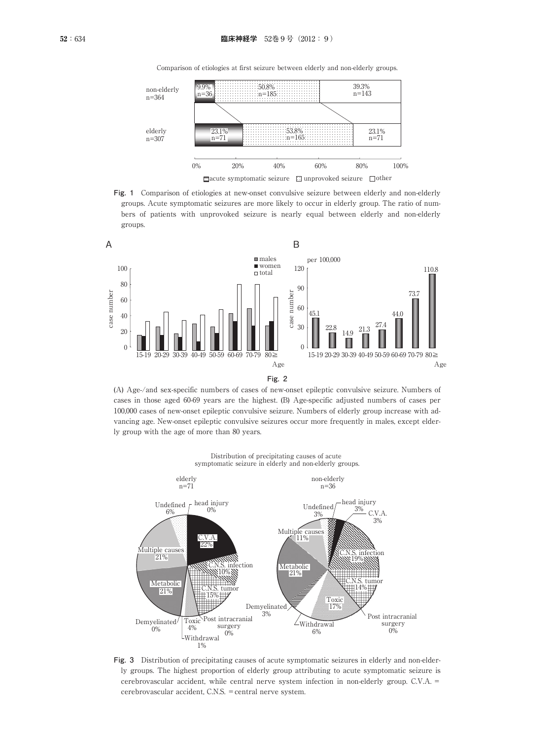Comparison of etiologies at first seizure between elderly and non-elderly groups.

| | acute symptomatic seizure | unprovoked seizure | other |
|---|---|---|---|
| non-elderly n=364 | 9.9% n=36 | 50.8% n=185 | 39.3% n=143 |
| elderly n=307 | 23.1% n=71 | 53.8% n=165 | 23.1% n=71 |

**Fig. 1** Comparison of etiologies at new-onset convulsive seizure between elderly and non-elderly groups. Acute symptomatic seizures are more likely to occur in elderly group. The ratio of numbers of patients with unprovoked seizure is nearly equal between elderly and non-elderly groups.

A

B

| Age | 15-19 | 20-29 | 30-39 | 40-49 | 50-59 | 60-69 | 70-79 | 80≧ |
|---|---|---|---|---|---|---|---|---|
| per 100,000 | 45.1 | 22.8 | 14.9 | 21.3 | 27.4 | 44.0 | 73.7 | 110.8 |

**Fig. 2**

(A) Age-/and sex-specific numbers of cases of new-onset epileptic convulsive seizure. Numbers of cases in those aged 60-69 years are the highest. (B) Age-specific adjusted numbers of cases per 100,000 cases of new-onset epileptic convulsive seizure. Numbers of elderly group increase with advancing age. New-onset epileptic convulsive seizures occur more frequently in males, except elderly group with the age of more than 80 years.

Distribution of precipitating causes of acute symptomatic seizure in elderly and non-elderly groups.

| Cause | elderly n=71 | non-elderly n=36 |
|---|---|---|
| head injury | 0% | 3% |
| C.V.A. | 22% | 3% |
| C.N.S. infection | 10% | 19% |
| C.N.S. tumor | 15% | 14% |
| Post intracranial surgery | 0% | 0% |
| Toxic | 4% | 17% |
| Withdrawal | 1% | 6% |
| Demyelinated | 0% | 3% |
| Metabolic | 21% | 21% |
| Multiple causes | 21% | 11% |
| Undefined | 6% | 3% |

**Fig. 3** Distribution of precipitating causes of acute symptomatic seizures in elderly and non-elderly groups. The highest proportion of elderly group attributing to acute symptomatic seizure is cerebrovascular accident, while central nerve system infection in non-elderly group. C.V.A. = cerebrovascular accident, C.N.S. = central nerve system.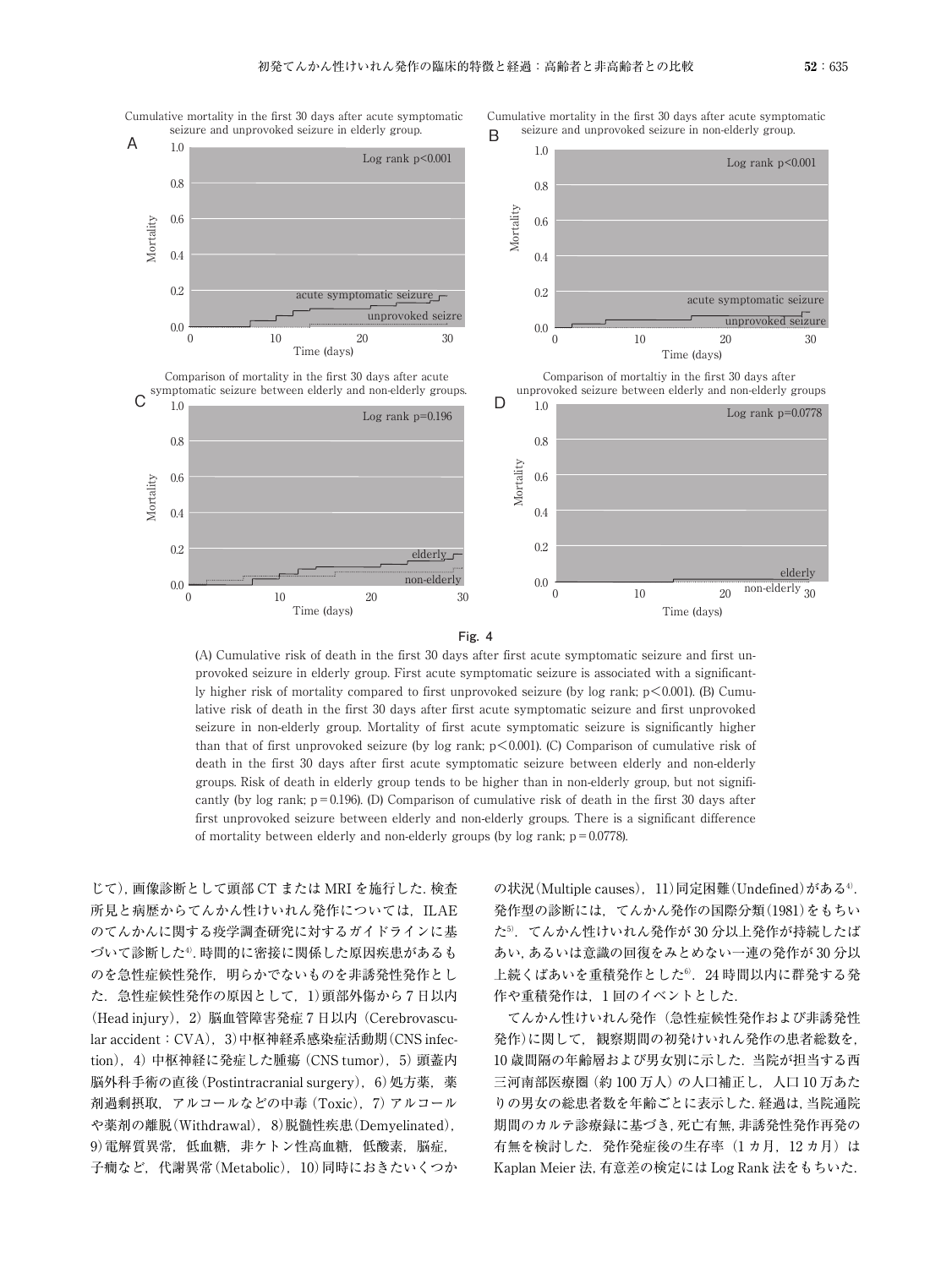Fig. 4

(A) Cumulative risk of death in the first 30 days after first acute symptomatic seizure and first unprovoked seizure in elderly group. First acute symptomatic seizure is associated with a significantly higher risk of mortality compared to first unprovoked seizure (by log rank; $p<0.001$). (B) Cumulative risk of death in the first 30 days after first acute symptomatic seizure and first unprovoked seizure in non-elderly group. Mortality of first acute symptomatic seizure is significantly higher than that of first unprovoked seizure (by log rank; $p<0.001$). (C) Comparison of cumulative risk of death in the first 30 days after first acute symptomatic seizure between elderly and non-elderly groups. Risk of death in elderly group tends to be higher than in non-elderly group, but not significantly (by log rank; $p=0.196$). (D) Comparison of cumulative risk of death in the first 30 days after first unprovoked seizure between elderly and non-elderly groups. There is a significant difference of mortality between elderly and non-elderly groups (by log rank; $p=0.0778$).

じて)，画像診断として頭部 CT または MRI を施行した．検査所見と病歴からてんかん性けいれん発作については，ILAE のてんかんに関する疫学調査研究に対するガイドラインに基づいて診断した[4]．時間的に密接に関係した原因疾患があるものを急性症候性発作，明らかでないものを非誘発性発作とした．急性症候性発作の原因として，1)頭部外傷から 7 日以内（Head injury），2）脳血管障害発症 7 日以内（Cerebrovascular accident：CVA），3)中枢神経系感染症活動期(CNS infection），4）中枢神経に発症した腫瘍（CNS tumor），5）頭蓋内脳外科手術の直後（Postintracranial surgery），6)処方薬，薬剤過剰摂取，アルコールなどの中毒（Toxic），7）アルコールや薬剤の離脱(Withdrawal)，8)脱髄性疾患(Demyelinated)，9)電解質異常，低血糖，非ケトン性高血糖，低酸素，脳症，子癇など，代謝異常(Metabolic)，10)同時におきたいくつかの状況(Multiple causes)，11)同定困難(Undefined)がある[4]．発作型の診断には，てんかん発作の国際分類(1981)をもちいた[5]．てんかん性けいれん発作が 30 分以上発作が持続したばあい，あるいは意識の回復をみとめない一連の発作が 30 分以上続くばあいを重積発作とした[6]．24 時間以内に群発する発作や重積発作は，1 回のイベントとした．

てんかん性けいれん発作（急性症候性発作および非誘発性発作）に関して，観察期間の初発けいれん発作の患者総数を，10 歳間隔の年齢層および男女別に示した．当院が担当する西三河南部医療圏（約 100 万人）の人口補正し，人口 10 万あたりの男女の総患者数を年齢ごとに表示した．経過は，当院通院期間のカルテ診療録に基づき，死亡有無，非誘発性発作再発の有無を検討した．発作発症後の生存率（1 カ月，12 カ月）は Kaplan Meier 法，有意差の検定には Log Rank 法をもちいた．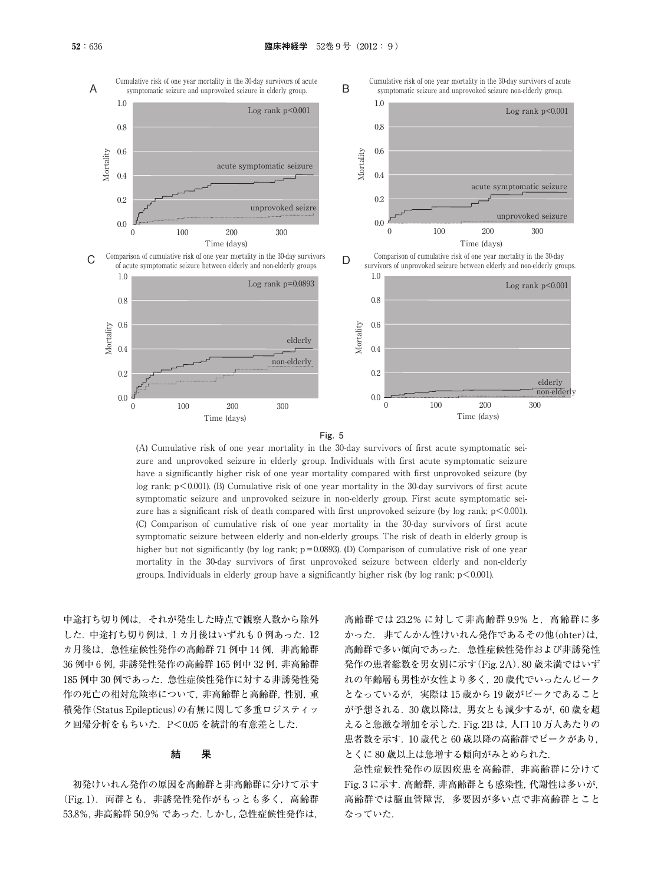Fig. 5

(A) Cumulative risk of one year mortality in the 30-day survivors of first acute symptomatic seizure and unprovoked seizure in elderly group. Individuals with first acute symptomatic seizure have a significantly higher risk of one year mortality compared with first unprovoked seizure (by log rank; $p<0.001$). (B) Cumulative risk of one year mortality in the 30-day survivors of first acute symptomatic seizure and unprovoked seizure in non-elderly group. First acute symptomatic seizure has a significant risk of death compared with first unprovoked seizure (by log rank; $p<0.001$). (C) Comparison of cumulative risk of one year mortality in the 30-day survivors of first acute symptomatic seizure between elderly and non-elderly groups. The risk of death in elderly group is higher but not significantly (by log rank; $p=0.0893$). (D) Comparison of cumulative risk of one year mortality in the 30-day survivors of first unprovoked seizure between elderly and non-elderly groups. Individuals in elderly group have a significantly higher risk (by log rank; $p<0.001$).

中途打ち切り例は，それが発生した時点で観察人数から除外した．中途打ち切り例は，1カ月後はいずれも0例あった．12カ月後は，急性症候性発作の高齢群71例中14例，非高齢群36例中6例，非誘発性発作の高齢群165例中32例，非高齢群185例中30例であった．急性症候性発作に対する非誘発性発作の死亡の相対危険率について，非高齢群と高齢群，性別，重積発作（Status Epilepticus）の有無に関して多重ロジスティック回帰分析をもちいた．P＜0.05を統計的有意差とした．

## 結　果

初発けいれん発作の原因を高齢群と非高齢群に分けて示す（Fig. 1）．両群とも，非誘発性発作がもっとも多く，高齢群53.8%，非高齢群50.9%であった．しかし，急性症候性発作は，高齢群では23.2%に対して非高齢群9.9%と，高齢群に多かった．非てんかん性けいれん発作であるその他（ohter）は，高齢群で多い傾向であった．急性症候性発作および非誘発性発作の患者総数を男女別に示す（Fig. 2A）．80歳未満ではいずれの年齢層も男性が女性より多く，20歳代でいったんピークとなっているが，実際は15歳から19歳がピークであることが予想される．30歳以降は，男女とも減少するが，60歳を超えると急激な増加を示した．Fig. 2Bは，人口10万人あたりの患者数を示す．10歳代と60歳以降の高齢群でピークがあり，とくに80歳以上は急増する傾向がみとめられた．

急性症候性発作の原因疾患を高齢群，非高齢群に分けてFig. 3に示す．高齢群，非高齢群とも感染性，代謝性は多いが，高齢群では脳血管障害，多要因が多い点で非高齢群とことなっていた．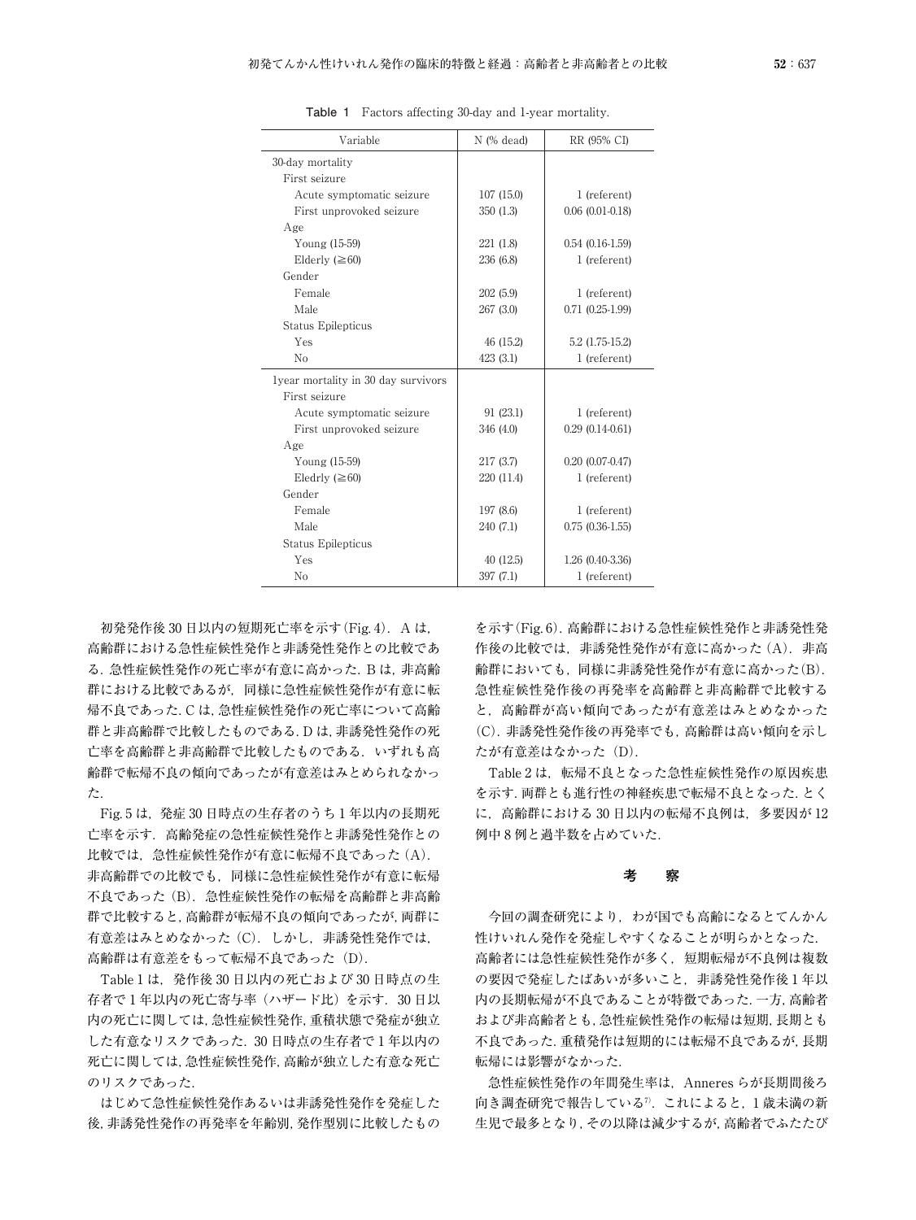**Table 1** Factors affecting 30-day and 1-year mortality.

| Variable | N (% dead) | RR (95% CI) |
|---|---|---|
| 30-day mortality | | |
| First seizure | | |
| Acute symptomatic seizure | 107 (15.0) | 1 (referent) |
| First unprovoked seizure | 350 (1.3) | 0.06 (0.01-0.18) |
| Age | | |
| Young (15-59) | 221 (1.8) | 0.54 (0.16-1.59) |
| Elderly (≧60) | 236 (6.8) | 1 (referent) |
| Gender | | |
| Female | 202 (5.9) | 1 (referent) |
| Male | 267 (3.0) | 0.71 (0.25-1.99) |
| Status Epilepticus | | |
| Yes | 46 (15.2) | 5.2 (1.75-15.2) |
| No | 423 (3.1) | 1 (referent) |
| 1year mortality in 30 day survivors | | |
| First seizure | | |
| Acute symptomatic seizure | 91 (23.1) | 1 (referent) |
| First unprovoked seizure | 346 (4.0) | 0.29 (0.14-0.61) |
| Age | | |
| Young (15-59) | 217 (3.7) | 0.20 (0.07-0.47) |
| Eledrly (≧60) | 220 (11.4) | 1 (referent) |
| Gender | | |
| Female | 197 (8.6) | 1 (referent) |
| Male | 240 (7.1) | 0.75 (0.36-1.55) |
| Status Epilepticus | | |
| Yes | 40 (12.5) | 1.26 (0.40-3.36) |
| No | 397 (7.1) | 1 (referent) |

初発発作後30日以内の短期死亡率を示す(Fig. 4). A は,高齢群における急性症候性発作と非誘発性発作との比較である. 急性症候性発作の死亡率が有意に高かった. B は,非高齢群における比較であるが, 同様に急性症候性発作が有意に転帰不良であった. C は,急性症候性発作の死亡率について高齢群と非高齢群で比較したものである. D は,非誘発性発作の死亡率を高齢群と非高齢群で比較したものである. いずれも高齢群で転帰不良の傾向であったが有意差はみとめられなかった.

Fig. 5は, 発症30日時点の生存者のうち1年以内の長期死亡率を示す. 高齢発症の急性症候性発作と非誘発性発作との比較では, 急性症候性発作が有意に転帰不良であった (A). 非高齢群での比較でも, 同様に急性症候性発作が有意に転帰不良であった (B). 急性症候性発作の転帰を高齢群と非高齢群で比較すると,高齢群が転帰不良の傾向であったが,両群に有意差はみとめなかった (C). しかし, 非誘発性発作では,高齢群は有意差をもって転帰不良であった (D).

Table 1は, 発作後30日以内の死亡および30日時点の生存者で1年以内の死亡寄与率 (ハザード比) を示す. 30日以内の死亡に関しては,急性症候性発作,重積状態で発症が独立した有意なリスクであった. 30日時点の生存者で1年以内の死亡に関しては,急性症候性発作,高齢が独立した有意な死亡のリスクであった.

はじめて急性症候性発作あるいは非誘発性発作を発症した後,非誘発性発作の再発率を年齢別,発作型別に比較したものを示す(Fig. 6). 高齢群における急性症候性発作と非誘発性発作後の比較では, 非誘発性発作が有意に高かった (A). 非高齢群においても, 同様に非誘発性発作が有意に高かった(B). 急性症候性発作後の再発率を高齢群と非高齢群で比較すると, 高齢群が高い傾向であったが有意差はみとめなかった (C). 非誘発性発作後の再発率でも, 高齢群は高い傾向を示したが有意差はなかった (D).

Table 2は, 転帰不良となった急性症候性発作の原因疾患を示す. 両群とも進行性の神経疾患で転帰不良となった. とくに, 高齢群における30日以内の転帰不良例は, 多要因が12例中8例と過半数を占めていた.

## 考　察

今回の調査研究により, わが国でも高齢になるとてんかん性けいれん発作を発症しやすくなることが明らかとなった. 高齢者には急性症候性発作が多く, 短期転帰が不良例は複数の要因で発症したばあいが多いこと, 非誘発性発作後1年以内の長期転帰が不良であることが特徴であった. 一方, 高齢者および非高齢者とも, 急性症候性発作の転帰は短期, 長期とも不良であった. 重積発作は短期的には転帰不良であるが, 長期転帰には影響がなかった.

急性症候性発作の年間発生率は, Anneres らが長期間後ろ向き調査研究で報告している[7]. これによると, 1歳未満の新生児で最多となり, その以降は減少するが, 高齢者でふたたび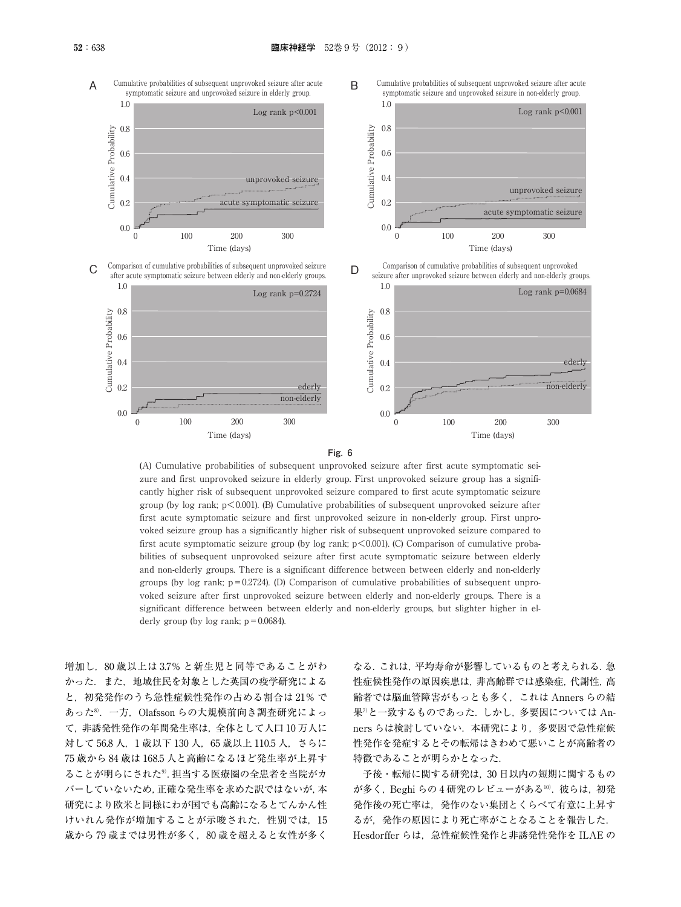A Cumulative probabilities of subsequent unprovoked seizure after acute symptomatic seizure and unprovoked seizure in elderly group.

B Cumulative probabilities of subsequent unprovoked seizure after acute symptomatic seizure and unprovoked seizure in non-elderly group.

C Comparison of cumulative probabilities of subsequent unprovoked seizure after acute symptomatic seizure between elderly and non-elderly groups.

D Comparison of cumulative probabilities of subsequent unprovoked seizure after unprovoked seizure between elderly and non-elderly groups.

**Fig. 6**

(A) Cumulative probabilities of subsequent unprovoked seizure after first acute symptomatic seizure and first unprovoked seizure in elderly group. First unprovoked seizure group has a significantly higher risk of subsequent unprovoked seizure compared to first acute symptomatic seizure group (by log rank; $p<0.001$). (B) Cumulative probabilities of subsequent unprovoked seizure after first acute symptomatic seizure and first unprovoked seizure in non-elderly group. First unprovoked seizure group has a significantly higher risk of subsequent unprovoked seizure compared to first acute symptomatic seizure group (by log rank; $p<0.001$). (C) Comparison of cumulative probabilities of subsequent unprovoked seizure after first acute symptomatic seizure between elderly and non-elderly groups. There is a significant difference between between elderly and non-elderly groups (by log rank; $p=0.2724$). (D) Comparison of cumulative probabilities of subsequent unprovoked seizure after first unprovoked seizure between elderly and non-elderly groups. There is a significant difference between between elderly and non-elderly groups, but slighter higher in elderly group (by log rank; $p=0.0684$).

増加し，80 歳以上は 3.7% と新生児と同等であることがわかった．また，地域住民を対象とした英国の疫学研究によると，初発発作のうち急性症候性発作の占める割合は 21% であった[8]．一方，Olafsson らの大規模前向き調査研究によって，非誘発性発作の年間発生率は，全体として人口 10 万人に対して 56.8 人，1 歳以下 130 人，65 歳以上 110.5 人，さらに 75 歳から 84 歳は 168.5 人と高齢になるほど発生率が上昇することが明らかにされた[9]．担当する医療圏の全患者を当院がカバーしていないため，正確な発生率を求めた訳ではないが，本研究により欧米と同様にわが国でも高齢になるとてんかん性けいれん発作が増加することが示唆された．性別では，15 歳から 79 歳までは男性が多く，80 歳を超えると女性が多くなる．これは，平均寿命が影響しているものと考えられる．急性症候性発作の原因疾患は，非高齢群では感染症，代謝性，高齢者では脳血管障害がもっとも多く，これは Anners らの結果[7]と一致するものであった．しかし，多要因については Anners らは検討していない．本研究により，多要因で急性症候性発作を発症するとその転帰はきわめて悪いことが高齢者の特徴であることが明らかとなった．

予後・転帰に関する研究は，30 日以内の短期に関するものが多く，Beghi らの 4 研究のレビューがある[10]．彼らは，初発発作後の死亡率は，発作のない集団とくらべて有意に上昇するが，発作の原因により死亡率がことなることを報告した．Hesdorffer らは，急性症候性発作と非誘発性発作を ILAE の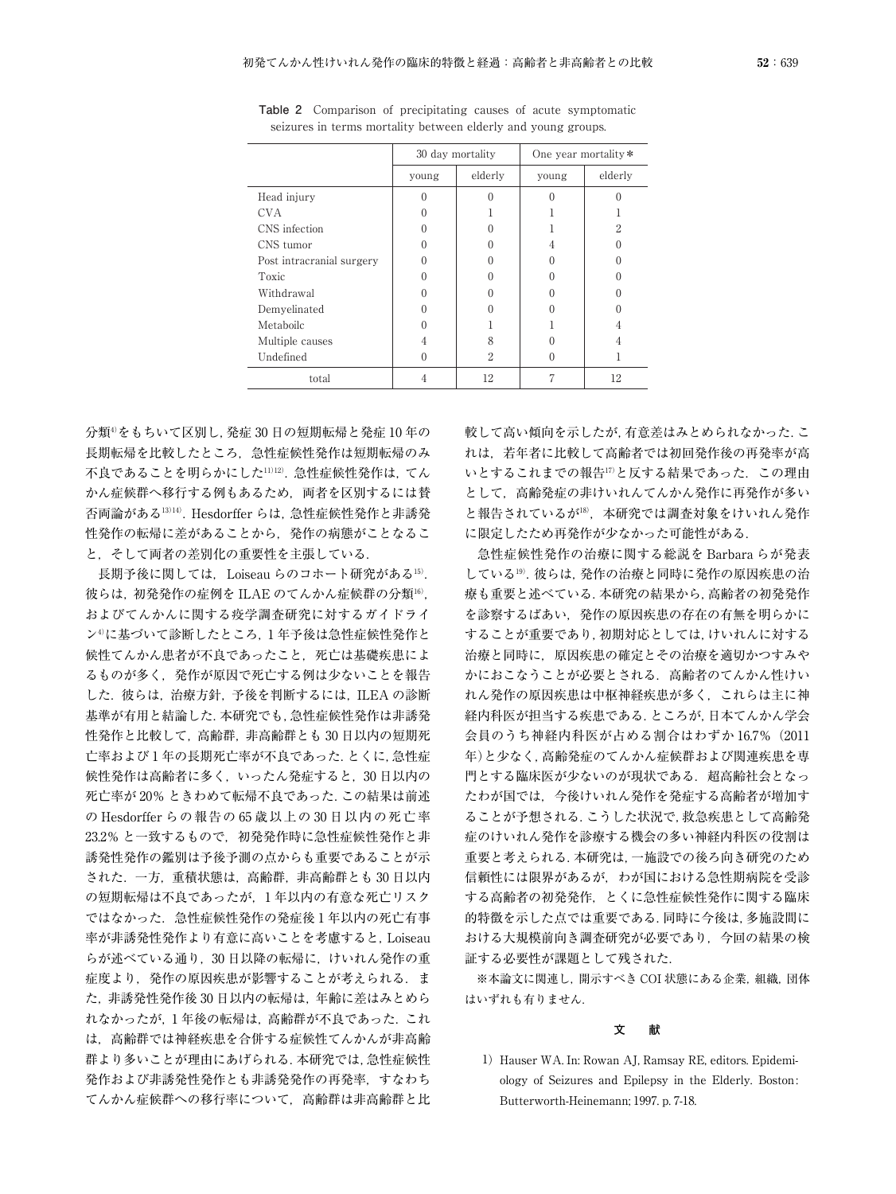**Table 2** Comparison of precipitating causes of acute symptomatic seizures in terms mortality between elderly and young groups.

| | 30 day mortality | | One year mortality＊ | |
|---|---|---|---|---|
| | young | elderly | young | elderly |
| Head injury | 0 | 0 | 0 | 0 |
| CVA | 0 | 1 | 1 | 1 |
| CNS infection | 0 | 0 | 1 | 2 |
| CNS tumor | 0 | 0 | 4 | 0 |
| Post intracranial surgery | 0 | 0 | 0 | 0 |
| Toxic | 0 | 0 | 0 | 0 |
| Withdrawal | 0 | 0 | 0 | 0 |
| Demyelinated | 0 | 0 | 0 | 0 |
| Metaboilc | 0 | 1 | 1 | 4 |
| Multiple causes | 4 | 8 | 0 | 4 |
| Undefined | 0 | 2 | 0 | 1 |
| total | 4 | 12 | 7 | 12 |

分類[4]をもちいて区別し，発症30日の短期転帰と発症10年の長期転帰を比較したところ，急性症候性発作は短期転帰のみ不良であることを明らかにした[11][12]．急性症候性発作は，てんかん症候群へ移行する例もあるため，両者を区別するには賛否両論がある[13][14]．Hesdorfferらは，急性症候性発作と非誘発性発作の転帰に差があることから，発作の病態がことなること，そして両者の差別化の重要性を主張している．

長期予後に関しては，Loiseauらのコホート研究がある[15]．彼らは，初発発作の症例をILAEのてんかん症候群の分類[16]，およびてんかんに関する疫学調査研究に対するガイドライン[4]に基づいて診断したところ，1年予後は急性症候性発作と候性てんかん患者が不良であったこと，死亡は基礎疾患によるものが多く，発作が原因で死亡する例は少ないことを報告した．彼らは，治療方針，予後を判断するには，ILEAの診断基準が有用と結論した．本研究でも，急性症候性発作は非誘発性発作と比較して，高齢群，非高齢群とも30日以内の短期死亡率および1年の長期死亡率が不良であった．とくに，急性症候性発作は高齢者に多く，いったん発症すると，30日以内の死亡率が20%ときわめて転帰不良であった．この結果は前述のHesdorfferらの報告の65歳以上の30日以内の死亡率23.2%と一致するもので，初発発作時に急性症候性発作と非誘発性発作の鑑別は予後予測の点からも重要であることが示された．一方，重積状態は，高齢群，非高齢群とも30日以内の短期転帰は不良であったが，1年以内の有意な死亡リスクではなかった．急性症候性発作の発症後1年以内の死亡有事率が非誘発性発作より有意に高いことを考慮すると，Loiseauらが述べている通り，30日以降の転帰に，けいれん発作の重症度より，発作の原因疾患が影響することが考えられる．また，非誘発性発作後30日以内の転帰は，年齢に差はみとめられなかったが，1年後の転帰は，高齢群が不良であった．これは，高齢群では神経疾患を合併する症候性てんかんが非高齢群より多いことが理由にあげられる．本研究では，急性症候性発作および非誘発性発作とも非誘発発作の再発率，すなわちてんかん症候群への移行率について，高齢群は非高齢群と比較して高い傾向を示したが，有意差はみとめられなかった．これは，若年者に比較して高齢者では初回発作後の再発率が高いとするこれまでの報告[17]と反する結果であった．この理由として，高齢発症の非けいれんてんかん発作に再発作が多いと報告されているが[18]，本研究では調査対象をけいれん発作に限定したため再発作が少なかった可能性がある．

急性症候性発作の治療に関する総説をBarbaraらが発表している[19]．彼らは，発作の治療と同時に発作の原因疾患の治療も重要と述べている．本研究の結果から，高齢者の初発発作を診察するばあい，発作の原因疾患の存在の有無を明らかにすることが重要であり，初期対応としては，けいれんに対する治療と同時に，原因疾患の確定とその治療を適切かつすみやかにおこなうことが必要とされる．高齢者のてんかん性けいれん発作の原因疾患は中枢神経疾患が多く，これらは主に神経内科医が担当する疾患である．ところが，日本てんかん学会会員のうち神経内科医が占める割合はわずか16.7%（2011年）と少なく，高齢発症のてんかん症候群および関連疾患を専門とする臨床医が少ないのが現状である．超高齢社会となったわが国では，今後けいれん発作を発症する高齢者が増加することが予想される．こうした状況で，救急疾患として高齢発症のけいれん発作を診療する機会の多い神経内科医の役割は重要と考えられる．本研究は，一施設での後ろ向き研究のため信頼性には限界があるが，わが国における急性期病院を受診する高齢者の初発発作，とくに急性症候性発作に関する臨床的特徴を示した点では重要である．同時に今後は，多施設間における大規模前向き調査研究が必要であり，今回の結果の検証する必要性が課題として残された．

※本論文に関連し，開示すべきCOI状態にある企業，組織，団体はいずれも有りません．

## 文　献

1) Hauser WA. In: Rowan AJ, Ramsay RE, editors. Epidemiology of Seizures and Epilepsy in the Elderly. Boston: Butterworth-Heinemann; 1997. p. 7-18.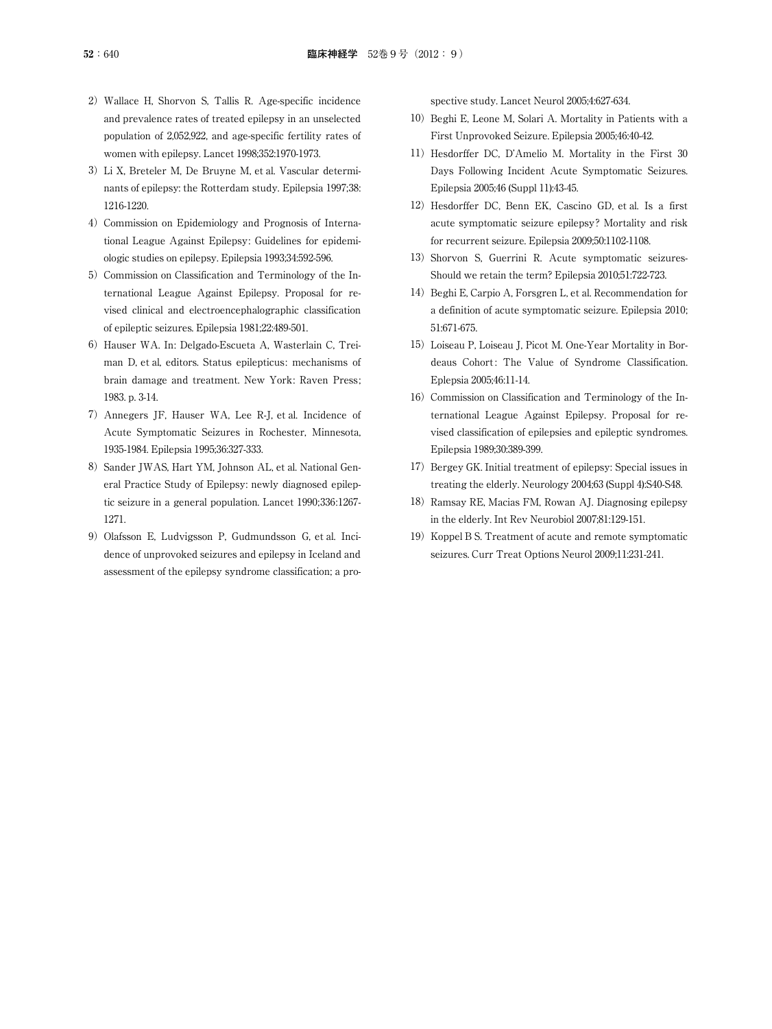2) Wallace H, Shorvon S, Tallis R. Age-specific incidence and prevalence rates of treated epilepsy in an unselected population of 2,052,922, and age-specific fertility rates of women with epilepsy. Lancet 1998;352:1970-1973.

3) Li X, Breteler M, De Bruyne M, et al. Vascular determinants of epilepsy: the Rotterdam study. Epilepsia 1997;38:1216-1220.

4) Commission on Epidemiology and Prognosis of International League Against Epilepsy: Guidelines for epidemiologic studies on epilepsy. Epilepsia 1993;34:592-596.

5) Commission on Classification and Terminology of the International League Against Epilepsy. Proposal for revised clinical and electroencephalographic classification of epileptic seizures. Epilepsia 1981;22:489-501.

6) Hauser WA. In: Delgado-Escueta A, Wasterlain C, Treiman D, et al, editors. Status epilepticus: mechanisms of brain damage and treatment. New York: Raven Press; 1983. p. 3-14.

7) Annegers JF, Hauser WA, Lee R-J, et al. Incidence of Acute Symptomatic Seizures in Rochester, Minnesota, 1935-1984. Epilepsia 1995;36:327-333.

8) Sander JWAS, Hart YM, Johnson AL, et al. National General Practice Study of Epilepsy: newly diagnosed epileptic seizure in a general population. Lancet 1990;336:1267-1271.

9) Olafsson E, Ludvigsson P, Gudmundsson G, et al. Incidence of unprovoked seizures and epilepsy in Iceland and assessment of the epilepsy syndrome classification; a prospective study. Lancet Neurol 2005;4:627-634.

10) Beghi E, Leone M, Solari A. Mortality in Patients with a First Unprovoked Seizure. Epilepsia 2005;46:40-42.

11) Hesdorffer DC, D'Amelio M. Mortality in the First 30 Days Following Incident Acute Symptomatic Seizures. Epilepsia 2005;46 (Suppl 11):43-45.

12) Hesdorffer DC, Benn EK, Cascino GD, et al. Is a first acute symptomatic seizure epilepsy? Mortality and risk for recurrent seizure. Epilepsia 2009;50:1102-1108.

13) Shorvon S, Guerrini R. Acute symptomatic seizures-Should we retain the term? Epilepsia 2010;51:722-723.

14) Beghi E, Carpio A, Forsgren L, et al. Recommendation for a definition of acute symptomatic seizure. Epilepsia 2010;51:671-675.

15) Loiseau P, Loiseau J, Picot M. One-Year Mortality in Bordeaus Cohort: The Value of Syndrome Classification. Eplepsia 2005;46:11-14.

16) Commission on Classification and Terminology of the International League Against Epilepsy. Proposal for revised classification of epilepsies and epileptic syndromes. Epilepsia 1989;30:389-399.

17) Bergey GK. Initial treatment of epilepsy: Special issues in treating the elderly. Neurology 2004;63 (Suppl 4):S40-S48.

18) Ramsay RE, Macias FM, Rowan AJ. Diagnosing epilepsy in the elderly. Int Rev Neurobiol 2007;81:129-151.

19) Koppel B S. Treatment of acute and remote symptomatic seizures. Curr Treat Options Neurol 2009;11:231-241.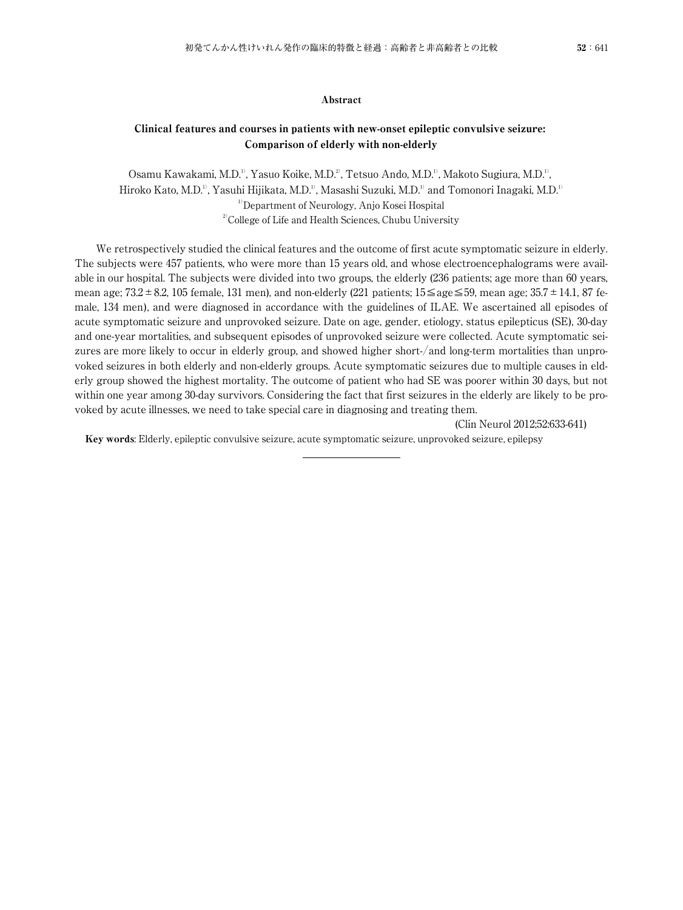**Abstract**

## Clinical features and courses in patients with new-onset epileptic convulsive seizure: Comparison of elderly with non-elderly

Osamu Kawakami, M.D.[1], Yasuo Koike, M.D.[2], Tetsuo Ando, M.D.[1], Makoto Sugiura, M.D.[1], Hiroko Kato, M.D.[1], Yasuhi Hijikata, M.D.[1], Masashi Suzuki, M.D.[1] and Tomonori Inagaki, M.D.[1]

[1]Department of Neurology, Anjo Kosei Hospital

[2]College of Life and Health Sciences, Chubu University

We retrospectively studied the clinical features and the outcome of first acute symptomatic seizure in elderly. The subjects were 457 patients, who were more than 15 years old, and whose electroencephalograms were available in our hospital. The subjects were divided into two groups, the elderly (236 patients; age more than 60 years, mean age; 73.2 ± 8.2, 105 female, 131 men), and non-elderly (221 patients; 15≦age≦59, mean age; 35.7 ± 14.1, 87 female, 134 men), and were diagnosed in accordance with the guidelines of ILAE. We ascertained all episodes of acute symptomatic seizure and unprovoked seizure. Date on age, gender, etiology, status epilepticus (SE), 30-day and one-year mortalities, and subsequent episodes of unprovoked seizure were collected. Acute symptomatic seizures are more likely to occur in elderly group, and showed higher short-/and long-term mortalities than unprovoked seizures in both elderly and non-elderly groups. Acute symptomatic seizures due to multiple causes in elderly group showed the highest mortality. The outcome of patient who had SE was poorer within 30 days, but not within one year among 30-day survivors. Considering the fact that first seizures in the elderly are likely to be provoked by acute illnesses, we need to take special care in diagnosing and treating them.

(Clin Neurol 2012;52:633-641)

**Key words**: Elderly, epileptic convulsive seizure, acute symptomatic seizure, unprovoked seizure, epilepsy